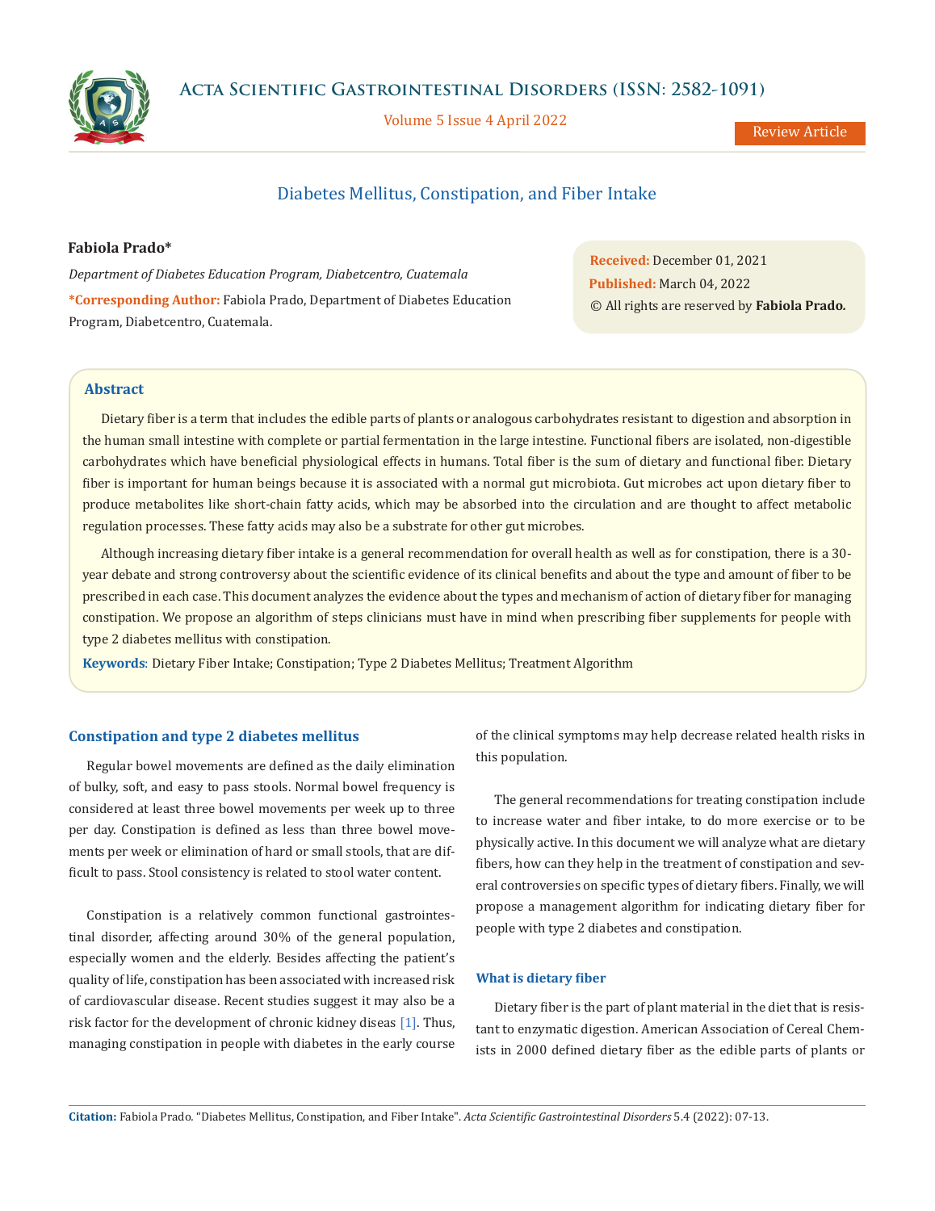Review Article

# Diabetes Mellitus, Constipation, and Fiber Intake

**Fabiola Prado***

*Department of Diabetes Education Program, Diabetcentro, Cuatemala*

***Corresponding Author:** Fabiola Prado, Department of Diabetes Education Program, Diabetcentro, Cuatemala.

**Received:** December 01, 2021
**Published:** March 04, 2022
© All rights are reserved by **Fabiola Prado.**

## Abstract

Dietary fiber is a term that includes the edible parts of plants or analogous carbohydrates resistant to digestion and absorption in the human small intestine with complete or partial fermentation in the large intestine. Functional fibers are isolated, non-digestible carbohydrates which have beneficial physiological effects in humans. Total fiber is the sum of dietary and functional fiber. Dietary fiber is important for human beings because it is associated with a normal gut microbiota. Gut microbes act upon dietary fiber to produce metabolites like short-chain fatty acids, which may be absorbed into the circulation and are thought to affect metabolic regulation processes. These fatty acids may also be a substrate for other gut microbes.

Although increasing dietary fiber intake is a general recommendation for overall health as well as for constipation, there is a 30-year debate and strong controversy about the scientific evidence of its clinical benefits and about the type and amount of fiber to be prescribed in each case. This document analyzes the evidence about the types and mechanism of action of dietary fiber for managing constipation. We propose an algorithm of steps clinicians must have in mind when prescribing fiber supplements for people with type 2 diabetes mellitus with constipation.

**Keywords**: Dietary Fiber Intake; Constipation; Type 2 Diabetes Mellitus; Treatment Algorithm

## Constipation and type 2 diabetes mellitus

Regular bowel movements are defined as the daily elimination of bulky, soft, and easy to pass stools. Normal bowel frequency is considered at least three bowel movements per week up to three per day. Constipation is defined as less than three bowel movements per week or elimination of hard or small stools, that are difficult to pass. Stool consistency is related to stool water content.

Constipation is a relatively common functional gastrointestinal disorder, affecting around 30% of the general population, especially women and the elderly. Besides affecting the patient's quality of life, constipation has been associated with increased risk of cardiovascular disease. Recent studies suggest it may also be a risk factor for the development of chronic kidney diseas [1]. Thus, managing constipation in people with diabetes in the early course of the clinical symptoms may help decrease related health risks in this population.

The general recommendations for treating constipation include to increase water and fiber intake, to do more exercise or to be physically active. In this document we will analyze what are dietary fibers, how can they help in the treatment of constipation and several controversies on specific types of dietary fibers. Finally, we will propose a management algorithm for indicating dietary fiber for people with type 2 diabetes and constipation.

## What is dietary fiber

Dietary fiber is the part of plant material in the diet that is resistant to enzymatic digestion. American Association of Cereal Chemists in 2000 defined dietary fiber as the edible parts of plants or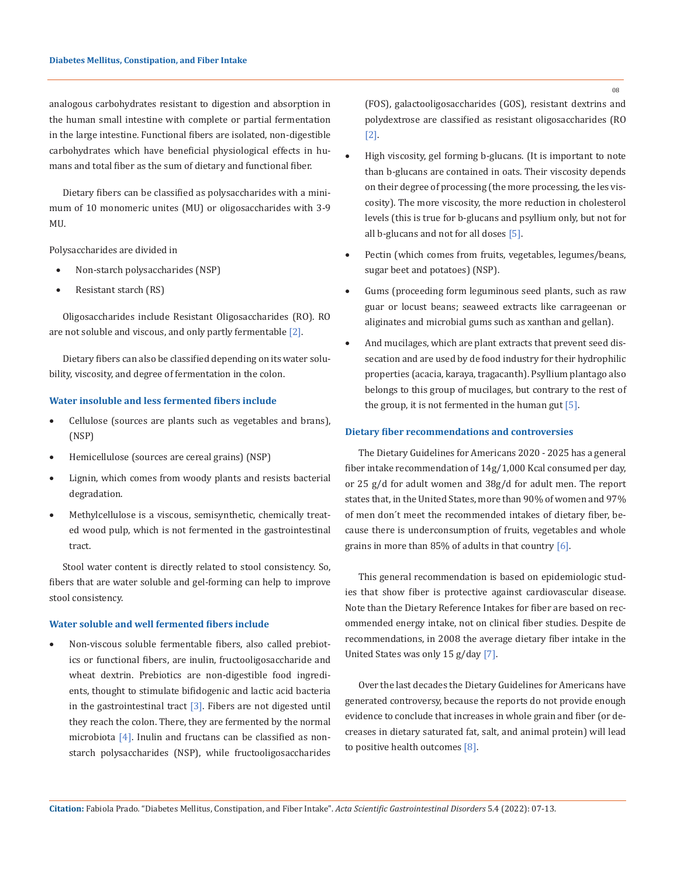analogous carbohydrates resistant to digestion and absorption in the human small intestine with complete or partial fermentation in the large intestine. Functional fibers are isolated, non-digestible carbohydrates which have beneficial physiological effects in humans and total fiber as the sum of dietary and functional fiber.

Dietary fibers can be classified as polysaccharides with a minimum of 10 monomeric unites (MU) or oligosaccharides with 3-9 MU.

Polysaccharides are divided in

- Non-starch polysaccharides (NSP)
- Resistant starch (RS)

Oligosaccharides include Resistant Oligosaccharides (RO). RO are not soluble and viscous, and only partly fermentable [2].

Dietary fibers can also be classified depending on its water solubility, viscosity, and degree of fermentation in the colon.

### Water insoluble and less fermented fibers include

- Cellulose (sources are plants such as vegetables and brans), (NSP)
- Hemicellulose (sources are cereal grains) (NSP)
- Lignin, which comes from woody plants and resists bacterial degradation.
- Methylcellulose is a viscous, semisynthetic, chemically treated wood pulp, which is not fermented in the gastrointestinal tract.

Stool water content is directly related to stool consistency. So, fibers that are water soluble and gel-forming can help to improve stool consistency.

### Water soluble and well fermented fibers include

- Non-viscous soluble fermentable fibers, also called prebiotics or functional fibers, are inulin, fructooligosaccharide and wheat dextrin. Prebiotics are non-digestible food ingredients, thought to stimulate bifidogenic and lactic acid bacteria in the gastrointestinal tract [3]. Fibers are not digested until they reach the colon. There, they are fermented by the normal microbiota [4]. Inulin and fructans can be classified as non-starch polysaccharides (NSP), while fructooligosaccharides (FOS), galactooligosaccharides (GOS), resistant dextrins and polydextrose are classified as resistant oligosaccharides (RO [2].
- High viscosity, gel forming b-glucans. (It is important to note than b-glucans are contained in oats. Their viscosity depends on their degree of processing (the more processing, the les viscosity). The more viscosity, the more reduction in cholesterol levels (this is true for b-glucans and psyllium only, but not for all b-glucans and not for all doses [5].
- Pectin (which comes from fruits, vegetables, legumes/beans, sugar beet and potatoes) (NSP).
- Gums (proceeding form leguminous seed plants, such as raw guar or locust beans; seaweed extracts like carrageenan or aliginates and microbial gums such as xanthan and gellan).
- And mucilages, which are plant extracts that prevent seed dissecation and are used by de food industry for their hydrophilic properties (acacia, karaya, tragacanth). Psyllium plantago also belongs to this group of mucilages, but contrary to the rest of the group, it is not fermented in the human gut [5].

### Dietary fiber recommendations and controversies

The Dietary Guidelines for Americans 2020 - 2025 has a general fiber intake recommendation of 14g/1,000 Kcal consumed per day, or 25 g/d for adult women and 38g/d for adult men. The report states that, in the United States, more than 90% of women and 97% of men don´t meet the recommended intakes of dietary fiber, because there is underconsumption of fruits, vegetables and whole grains in more than 85% of adults in that country [6].

This general recommendation is based on epidemiologic studies that show fiber is protective against cardiovascular disease. Note than the Dietary Reference Intakes for fiber are based on recommended energy intake, not on clinical fiber studies. Despite de recommendations, in 2008 the average dietary fiber intake in the United States was only 15 g/day [7].

Over the last decades the Dietary Guidelines for Americans have generated controversy, because the reports do not provide enough evidence to conclude that increases in whole grain and fiber (or decreases in dietary saturated fat, salt, and animal protein) will lead to positive health outcomes [8].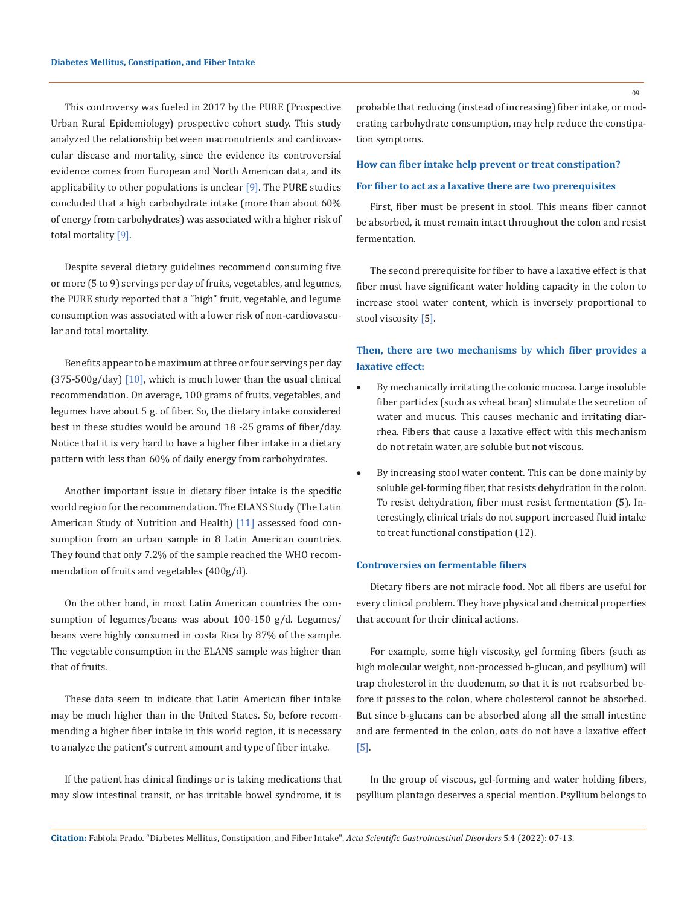This controversy was fueled in 2017 by the PURE (Prospective Urban Rural Epidemiology) prospective cohort study. This study analyzed the relationship between macronutrients and cardiovascular disease and mortality, since the evidence its controversial evidence comes from European and North American data, and its applicability to other populations is unclear [9]. The PURE studies concluded that a high carbohydrate intake (more than about 60% of energy from carbohydrates) was associated with a higher risk of total mortality [9].

Despite several dietary guidelines recommend consuming five or more (5 to 9) servings per day of fruits, vegetables, and legumes, the PURE study reported that a "high" fruit, vegetable, and legume consumption was associated with a lower risk of non-cardiovascular and total mortality.

Benefits appear to be maximum at three or four servings per day (375-500g/day) [10], which is much lower than the usual clinical recommendation. On average, 100 grams of fruits, vegetables, and legumes have about 5 g. of fiber. So, the dietary intake considered best in these studies would be around 18 -25 grams of fiber/day. Notice that it is very hard to have a higher fiber intake in a dietary pattern with less than 60% of daily energy from carbohydrates.

Another important issue in dietary fiber intake is the specific world region for the recommendation. The ELANS Study (The Latin American Study of Nutrition and Health) [11] assessed food consumption from an urban sample in 8 Latin American countries. They found that only 7.2% of the sample reached the WHO recommendation of fruits and vegetables (400g/d).

On the other hand, in most Latin American countries the consumption of legumes/beans was about 100-150 g/d. Legumes/beans were highly consumed in costa Rica by 87% of the sample. The vegetable consumption in the ELANS sample was higher than that of fruits.

These data seem to indicate that Latin American fiber intake may be much higher than in the United States. So, before recommending a higher fiber intake in this world region, it is necessary to analyze the patient's current amount and type of fiber intake.

If the patient has clinical findings or is taking medications that may slow intestinal transit, or has irritable bowel syndrome, it is probable that reducing (instead of increasing) fiber intake, or moderating carbohydrate consumption, may help reduce the constipation symptoms.

### How can fiber intake help prevent or treat constipation?

#### For fiber to act as a laxative there are two prerequisites

First, fiber must be present in stool. This means fiber cannot be absorbed, it must remain intact throughout the colon and resist fermentation.

The second prerequisite for fiber to have a laxative effect is that fiber must have significant water holding capacity in the colon to increase stool water content, which is inversely proportional to stool viscosity [5].

#### Then, there are two mechanisms by which fiber provides a laxative effect:

- By mechanically irritating the colonic mucosa. Large insoluble fiber particles (such as wheat bran) stimulate the secretion of water and mucus. This causes mechanic and irritating diarrhea. Fibers that cause a laxative effect with this mechanism do not retain water, are soluble but not viscous.
- By increasing stool water content. This can be done mainly by soluble gel-forming fiber, that resists dehydration in the colon. To resist dehydration, fiber must resist fermentation (5). Interestingly, clinical trials do not support increased fluid intake to treat functional constipation (12).

### Controversies on fermentable fibers

Dietary fibers are not miracle food. Not all fibers are useful for every clinical problem. They have physical and chemical properties that account for their clinical actions.

For example, some high viscosity, gel forming fibers (such as high molecular weight, non-processed b-glucan, and psyllium) will trap cholesterol in the duodenum, so that it is not reabsorbed before it passes to the colon, where cholesterol cannot be absorbed. But since b-glucans can be absorbed along all the small intestine and are fermented in the colon, oats do not have a laxative effect [5].

In the group of viscous, gel-forming and water holding fibers, psyllium plantago deserves a special mention. Psyllium belongs to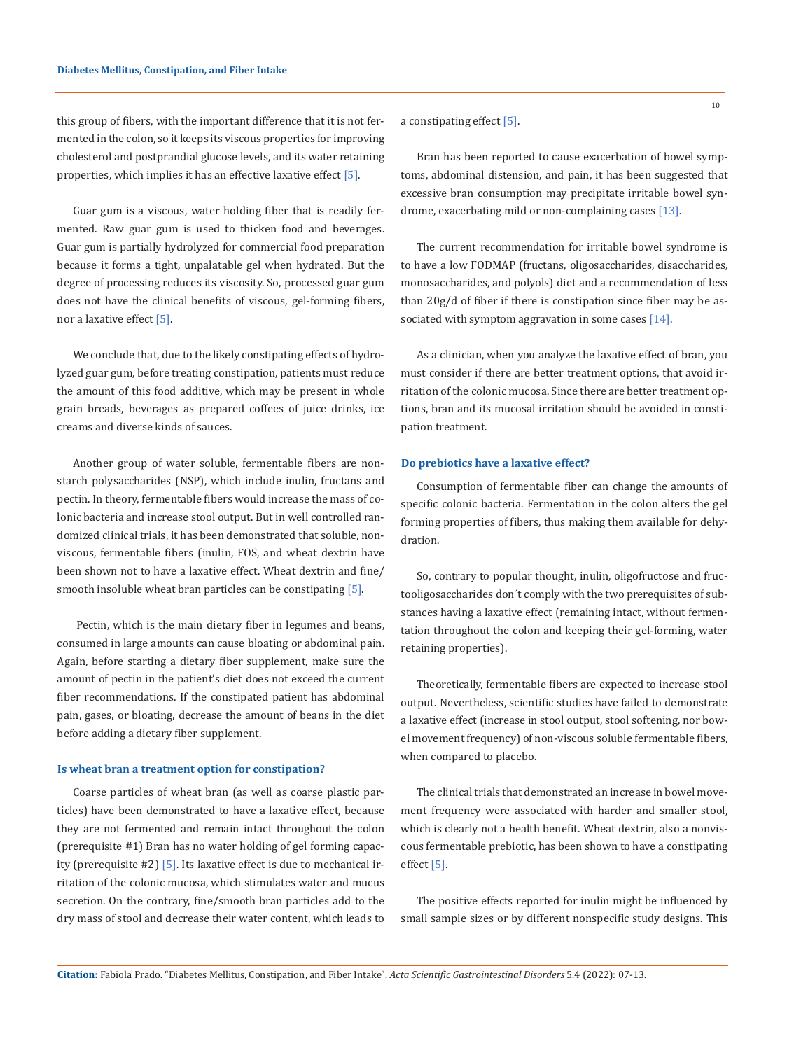this group of fibers, with the important difference that it is not fermented in the colon, so it keeps its viscous properties for improving cholesterol and postprandial glucose levels, and its water retaining properties, which implies it has an effective laxative effect [5].

Guar gum is a viscous, water holding fiber that is readily fermented. Raw guar gum is used to thicken food and beverages. Guar gum is partially hydrolyzed for commercial food preparation because it forms a tight, unpalatable gel when hydrated. But the degree of processing reduces its viscosity. So, processed guar gum does not have the clinical benefits of viscous, gel-forming fibers, nor a laxative effect [5].

We conclude that, due to the likely constipating effects of hydrolyzed guar gum, before treating constipation, patients must reduce the amount of this food additive, which may be present in whole grain breads, beverages as prepared coffees of juice drinks, ice creams and diverse kinds of sauces.

Another group of water soluble, fermentable fibers are nonstarch polysaccharides (NSP), which include inulin, fructans and pectin. In theory, fermentable fibers would increase the mass of colonic bacteria and increase stool output. But in well controlled randomized clinical trials, it has been demonstrated that soluble, nonviscous, fermentable fibers (inulin, FOS, and wheat dextrin have been shown not to have a laxative effect. Wheat dextrin and fine/smooth insoluble wheat bran particles can be constipating [5].

Pectin, which is the main dietary fiber in legumes and beans, consumed in large amounts can cause bloating or abdominal pain. Again, before starting a dietary fiber supplement, make sure the amount of pectin in the patient's diet does not exceed the current fiber recommendations. If the constipated patient has abdominal pain, gases, or bloating, decrease the amount of beans in the diet before adding a dietary fiber supplement.

### Is wheat bran a treatment option for constipation?

Coarse particles of wheat bran (as well as coarse plastic particles) have been demonstrated to have a laxative effect, because they are not fermented and remain intact throughout the colon (prerequisite #1) Bran has no water holding of gel forming capacity (prerequisite #2) [5]. Its laxative effect is due to mechanical irritation of the colonic mucosa, which stimulates water and mucus secretion. On the contrary, fine/smooth bran particles add to the dry mass of stool and decrease their water content, which leads to a constipating effect [5].

Bran has been reported to cause exacerbation of bowel symptoms, abdominal distension, and pain, it has been suggested that excessive bran consumption may precipitate irritable bowel syndrome, exacerbating mild or non-complaining cases [13].

The current recommendation for irritable bowel syndrome is to have a low FODMAP (fructans, oligosaccharides, disaccharides, monosaccharides, and polyols) diet and a recommendation of less than 20g/d of fiber if there is constipation since fiber may be associated with symptom aggravation in some cases [14].

As a clinician, when you analyze the laxative effect of bran, you must consider if there are better treatment options, that avoid irritation of the colonic mucosa. Since there are better treatment options, bran and its mucosal irritation should be avoided in constipation treatment.

### Do prebiotics have a laxative effect?

Consumption of fermentable fiber can change the amounts of specific colonic bacteria. Fermentation in the colon alters the gel forming properties of fibers, thus making them available for dehydration.

So, contrary to popular thought, inulin, oligofructose and fructooligosaccharides don´t comply with the two prerequisites of substances having a laxative effect (remaining intact, without fermentation throughout the colon and keeping their gel-forming, water retaining properties).

Theoretically, fermentable fibers are expected to increase stool output. Nevertheless, scientific studies have failed to demonstrate a laxative effect (increase in stool output, stool softening, nor bowel movement frequency) of non-viscous soluble fermentable fibers, when compared to placebo.

The clinical trials that demonstrated an increase in bowel movement frequency were associated with harder and smaller stool, which is clearly not a health benefit. Wheat dextrin, also a nonviscous fermentable prebiotic, has been shown to have a constipating effect [5].

The positive effects reported for inulin might be influenced by small sample sizes or by different nonspecific study designs. This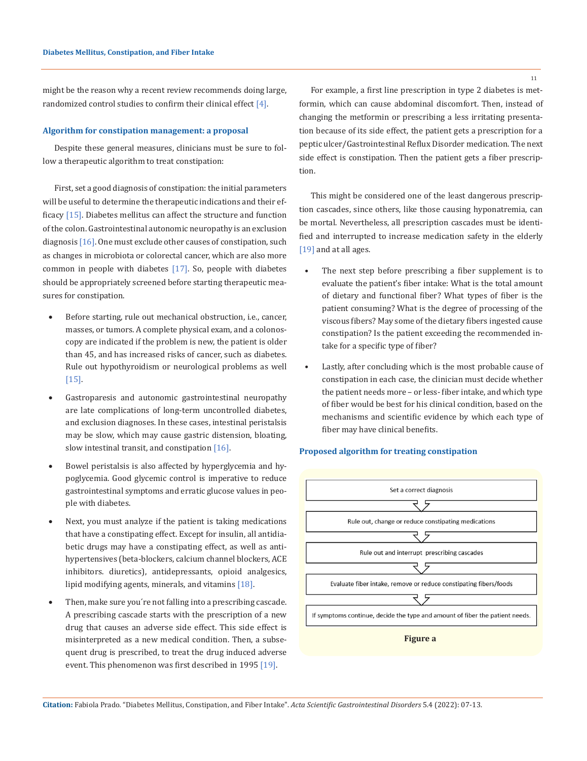might be the reason why a recent review recommends doing large, randomized control studies to confirm their clinical effect [4].

### Algorithm for constipation management: a proposal

Despite these general measures, clinicians must be sure to follow a therapeutic algorithm to treat constipation:

First, set a good diagnosis of constipation: the initial parameters will be useful to determine the therapeutic indications and their efficacy [15]. Diabetes mellitus can affect the structure and function of the colon. Gastrointestinal autonomic neuropathy is an exclusion diagnosis [16]. One must exclude other causes of constipation, such as changes in microbiota or colorectal cancer, which are also more common in people with diabetes [17]. So, people with diabetes should be appropriately screened before starting therapeutic measures for constipation.

- Before starting, rule out mechanical obstruction, i.e., cancer, masses, or tumors. A complete physical exam, and a colonoscopy are indicated if the problem is new, the patient is older than 45, and has increased risks of cancer, such as diabetes. Rule out hypothyroidism or neurological problems as well [15].
- Gastroparesis and autonomic gastrointestinal neuropathy are late complications of long-term uncontrolled diabetes, and exclusion diagnoses. In these cases, intestinal peristalsis may be slow, which may cause gastric distension, bloating, slow intestinal transit, and constipation [16].
- Bowel peristalsis is also affected by hyperglycemia and hypoglycemia. Good glycemic control is imperative to reduce gastrointestinal symptoms and erratic glucose values in people with diabetes.
- Next, you must analyze if the patient is taking medications that have a constipating effect. Except for insulin, all antidiabetic drugs may have a constipating effect, as well as antihypertensives (beta-blockers, calcium channel blockers, ACE inhibitors. diuretics), antidepressants, opioid analgesics, lipid modifying agents, minerals, and vitamins [18].
- Then, make sure you´re not falling into a prescribing cascade. A prescribing cascade starts with the prescription of a new drug that causes an adverse side effect. This side effect is misinterpreted as a new medical condition. Then, a subsequent drug is prescribed, to treat the drug induced adverse event. This phenomenon was first described in 1995 [19].

For example, a first line prescription in type 2 diabetes is metformin, which can cause abdominal discomfort. Then, instead of changing the metformin or prescribing a less irritating presentation because of its side effect, the patient gets a prescription for a peptic ulcer/Gastrointestinal Reflux Disorder medication. The next side effect is constipation. Then the patient gets a fiber prescription.

This might be considered one of the least dangerous prescription cascades, since others, like those causing hyponatremia, can be mortal. Nevertheless, all prescription cascades must be identified and interrupted to increase medication safety in the elderly [19] and at all ages.

- The next step before prescribing a fiber supplement is to evaluate the patient's fiber intake: What is the total amount of dietary and functional fiber? What types of fiber is the patient consuming? What is the degree of processing of the viscous fibers? May some of the dietary fibers ingested cause constipation? Is the patient exceeding the recommended intake for a specific type of fiber?
- Lastly, after concluding which is the most probable cause of constipation in each case, the clinician must decide whether the patient needs more – or less- fiber intake, and which type of fiber would be best for his clinical condition, based on the mechanisms and scientific evidence by which each type of fiber may have clinical benefits.

### Proposed algorithm for treating constipation

Set a correct diagnosis
↓
Rule out, change or reduce constipating medications
↓
Rule out and interrupt prescribing cascades
↓
Evaluate fiber intake, remove or reduce constipating fibers/foods
↓
If symptoms continue, decide the type and amount of fiber the patient needs.

**Figure a**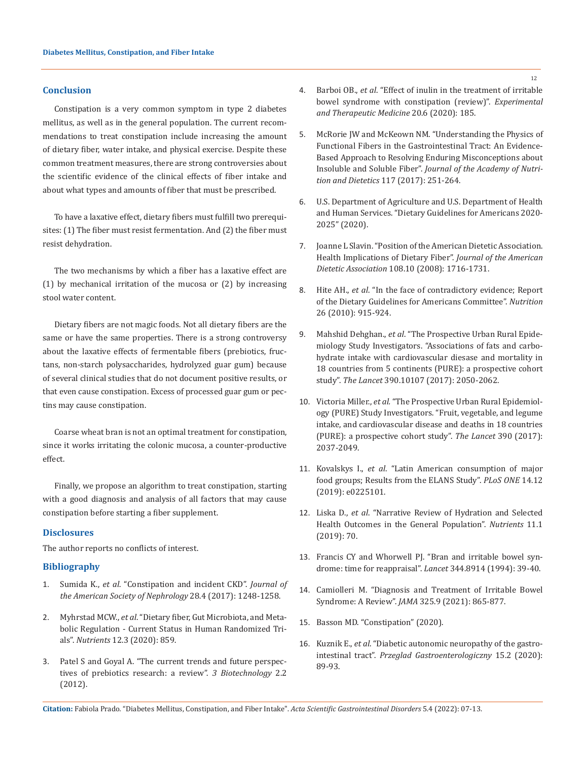## Conclusion

Constipation is a very common symptom in type 2 diabetes mellitus, as well as in the general population. The current recommendations to treat constipation include increasing the amount of dietary fiber, water intake, and physical exercise. Despite these common treatment measures, there are strong controversies about the scientific evidence of the clinical effects of fiber intake and about what types and amounts of fiber that must be prescribed.

To have a laxative effect, dietary fibers must fulfill two prerequisites: (1) The fiber must resist fermentation. And (2) the fiber must resist dehydration.

The two mechanisms by which a fiber has a laxative effect are (1) by mechanical irritation of the mucosa or (2) by increasing stool water content.

Dietary fibers are not magic foods. Not all dietary fibers are the same or have the same properties. There is a strong controversy about the laxative effects of fermentable fibers (prebiotics, fructans, non-starch polysaccharides, hydrolyzed guar gum) because of several clinical studies that do not document positive results, or that even cause constipation. Excess of processed guar gum or pectins may cause constipation.

Coarse wheat bran is not an optimal treatment for constipation, since it works irritating the colonic mucosa, a counter-productive effect.

Finally, we propose an algorithm to treat constipation, starting with a good diagnosis and analysis of all factors that may cause constipation before starting a fiber supplement.

## Disclosures

The author reports no conflicts of interest.

## Bibliography

1. Sumida K., *et al*. "Constipation and incident CKD". *Journal of the American Society of Nephrology* 28.4 (2017): 1248-1258.
2. Myhrstad MCW., *et al*. "Dietary fiber, Gut Microbiota, and Metabolic Regulation - Current Status in Human Randomized Trials". *Nutrients* 12.3 (2020): 859.
3. Patel S and Goyal A. "The current trends and future perspectives of prebiotics research: a review". *3 Biotechnology* 2.2 (2012).
4. Barboi OB., *et al*. "Effect of inulin in the treatment of irritable bowel syndrome with constipation (review)". *Experimental and Therapeutic Medicine* 20.6 (2020): 185.
5. McRorie JW and McKeown NM. "Understanding the Physics of Functional Fibers in the Gastrointestinal Tract: An Evidence-Based Approach to Resolving Enduring Misconceptions about Insoluble and Soluble Fiber". *Journal of the Academy of Nutrition and Dietetics* 117 (2017): 251-264.
6. U.S. Department of Agriculture and U.S. Department of Health and Human Services. "Dietary Guidelines for Americans 2020-2025" (2020).
7. Joanne L Slavin. "Position of the American Dietetic Association. Health Implications of Dietary Fiber". *Journal of the American Dietetic Association* 108.10 (2008): 1716-1731.
8. Hite AH., *et al*. "In the face of contradictory evidence; Report of the Dietary Guidelines for Americans Committee". *Nutrition* 26 (2010): 915-924.
9. Mahshid Dehghan., *et al*. "The Prospective Urban Rural Epidemiology Study Investigators. "Associations of fats and carbohydrate intake with cardiovascular diesase and mortality in 18 countries from 5 continents (PURE): a prospective cohort study". *The Lancet* 390.10107 (2017): 2050-2062.
10. Victoria Miller., *et al*. "The Prospective Urban Rural Epidemiology (PURE) Study Investigators. "Fruit, vegetable, and legume intake, and cardiovascular disease and deaths in 18 countries (PURE): a prospective cohort study". *The Lancet* 390 (2017): 2037-2049.
11. Kovalskys I., *et al*. "Latin American consumption of major food groups; Results from the ELANS Study". *PLoS ONE* 14.12 (2019): e0225101.
12. Liska D., *et al*. "Narrative Review of Hydration and Selected Health Outcomes in the General Population". *Nutrients* 11.1 (2019): 70.
13. Francis CY and Whorwell PJ. "Bran and irritable bowel syndrome: time for reappraisal". *Lancet* 344.8914 (1994): 39-40.
14. Camiolleri M. "Diagnosis and Treatment of Irritable Bowel Syndrome: A Review". *JAMA* 325.9 (2021): 865-877.
15. Basson MD. "Constipation" (2020).
16. Kuznik E., *et al*. "Diabetic autonomic neuropathy of the gastrointestinal tract". *Przeglad Gastroenterologiczny* 15.2 (2020): 89-93.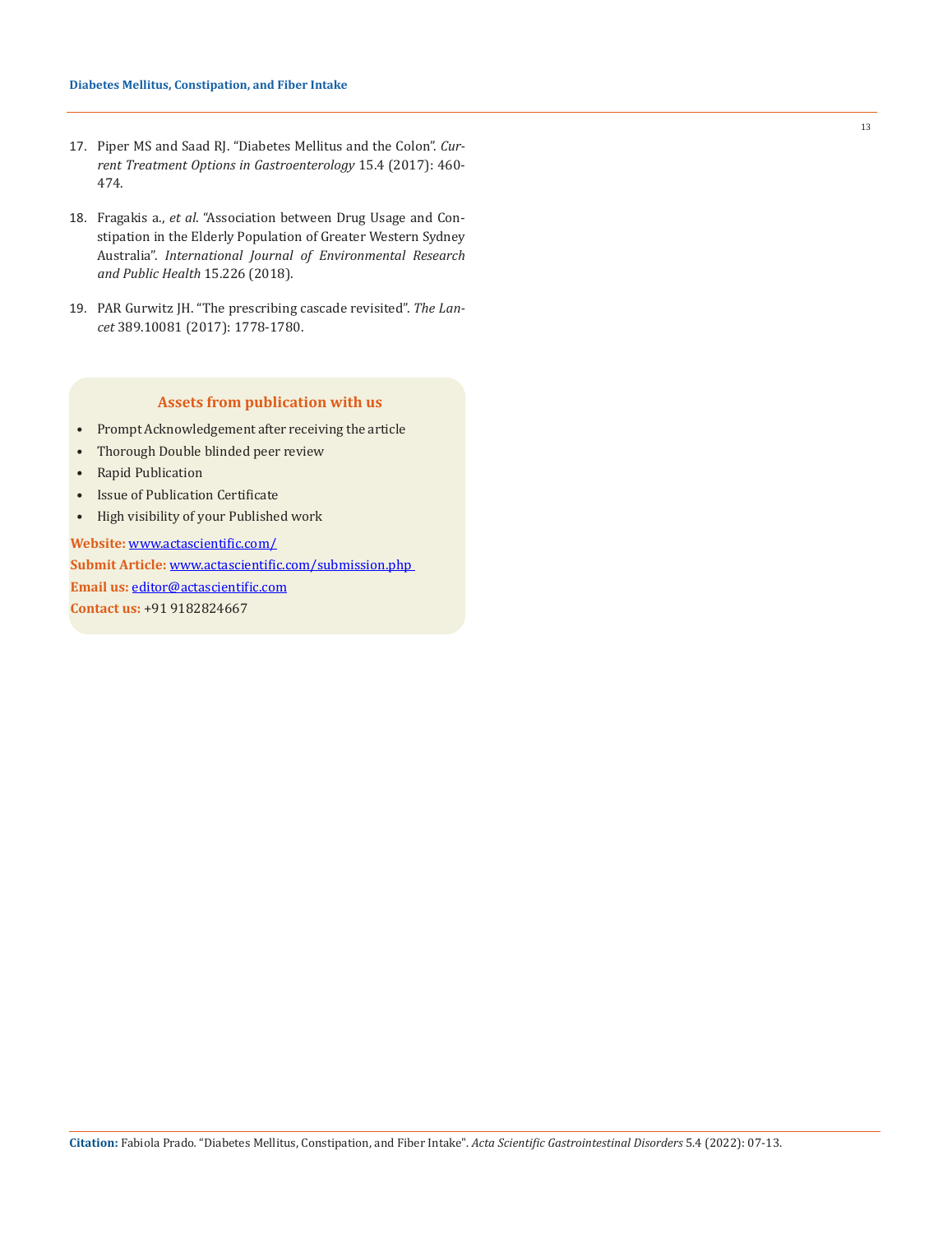17. Piper MS and Saad RJ. "Diabetes Mellitus and the Colon". *Current Treatment Options in Gastroenterology* 15.4 (2017): 460-474.

18. Fragakis a., *et al*. "Association between Drug Usage and Constipation in the Elderly Population of Greater Western Sydney Australia". *International Journal of Environmental Research and Public Health* 15.226 (2018).

19. PAR Gurwitz JH. "The prescribing cascade revisited". *The Lancet* 389.10081 (2017): 1778-1780.

### Assets from publication with us

- Prompt Acknowledgement after receiving the article
- Thorough Double blinded peer review
- Rapid Publication
- Issue of Publication Certificate
- High visibility of your Published work

**Website:** www.actascientific.com/

**Submit Article:** www.actascientific.com/submission.php

**Email us:** editor@actascientific.com

**Contact us:** +91 9182824667